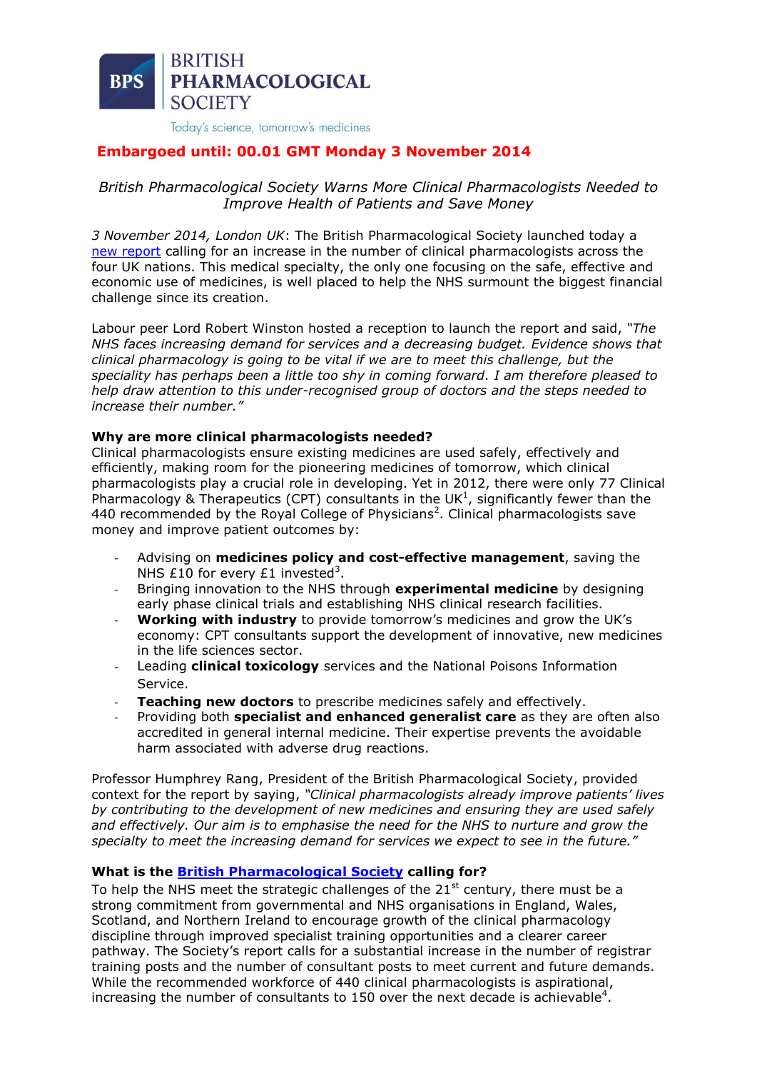BRITISH PHARMACOLOGICAL SOCIETY

Today's science, tomorrow's medicines

**Embargoed until: 00.01 GMT Monday 3 November 2014**

*British Pharmacological Society Warns More Clinical Pharmacologists Needed to Improve Health of Patients and Save Money*

*3 November 2014, London UK*: The British Pharmacological Society launched today a new report calling for an increase in the number of clinical pharmacologists across the four UK nations. This medical specialty, the only one focusing on the safe, effective and economic use of medicines, is well placed to help the NHS surmount the biggest financial challenge since its creation.

Labour peer Lord Robert Winston hosted a reception to launch the report and said, *"The NHS faces increasing demand for services and a decreasing budget. Evidence shows that clinical pharmacology is going to be vital if we are to meet this challenge, but the speciality has perhaps been a little too shy in coming forward. I am therefore pleased to help draw attention to this under-recognised group of doctors and the steps needed to increase their number."*

**Why are more clinical pharmacologists needed?**

Clinical pharmacologists ensure existing medicines are used safely, effectively and efficiently, making room for the pioneering medicines of tomorrow, which clinical pharmacologists play a crucial role in developing. Yet in 2012, there were only 77 Clinical Pharmacology & Therapeutics (CPT) consultants in the UK[1], significantly fewer than the 440 recommended by the Royal College of Physicians[2]. Clinical pharmacologists save money and improve patient outcomes by:

- Advising on **medicines policy and cost-effective management**, saving the NHS £10 for every £1 invested[3].
- Bringing innovation to the NHS through **experimental medicine** by designing early phase clinical trials and establishing NHS clinical research facilities.
- **Working with industry** to provide tomorrow's medicines and grow the UK's economy: CPT consultants support the development of innovative, new medicines in the life sciences sector.
- Leading **clinical toxicology** services and the National Poisons Information Service.
- **Teaching new doctors** to prescribe medicines safely and effectively.
- Providing both **specialist and enhanced generalist care** as they are often also accredited in general internal medicine. Their expertise prevents the avoidable harm associated with adverse drug reactions.

Professor Humphrey Rang, President of the British Pharmacological Society, provided context for the report by saying, *"Clinical pharmacologists already improve patients' lives by contributing to the development of new medicines and ensuring they are used safely and effectively. Our aim is to emphasise the need for the NHS to nurture and grow the specialty to meet the increasing demand for services we expect to see in the future."*

**What is the British Pharmacological Society calling for?**

To help the NHS meet the strategic challenges of the 21st century, there must be a strong commitment from governmental and NHS organisations in England, Wales, Scotland, and Northern Ireland to encourage growth of the clinical pharmacology discipline through improved specialist training opportunities and a clearer career pathway. The Society's report calls for a substantial increase in the number of registrar training posts and the number of consultant posts to meet current and future demands. While the recommended workforce of 440 clinical pharmacologists is aspirational, increasing the number of consultants to 150 over the next decade is achievable[4].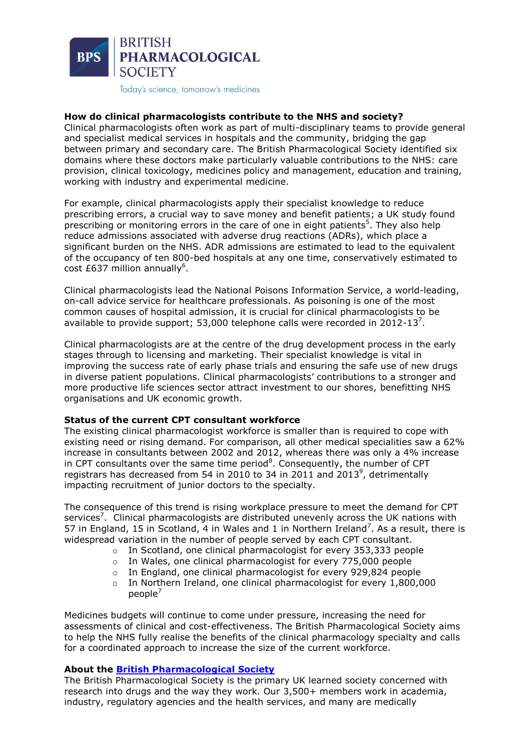BRITISH PHARMACOLOGICAL SOCIETY

Today's science, tomorrow's medicines

**How do clinical pharmacologists contribute to the NHS and society?**

Clinical pharmacologists often work as part of multi-disciplinary teams to provide general and specialist medical services in hospitals and the community, bridging the gap between primary and secondary care. The British Pharmacological Society identified six domains where these doctors make particularly valuable contributions to the NHS: care provision, clinical toxicology, medicines policy and management, education and training, working with industry and experimental medicine.

For example, clinical pharmacologists apply their specialist knowledge to reduce prescribing errors, a crucial way to save money and benefit patients; a UK study found prescribing or monitoring errors in the care of one in eight patients[5]. They also help reduce admissions associated with adverse drug reactions (ADRs), which place a significant burden on the NHS. ADR admissions are estimated to lead to the equivalent of the occupancy of ten 800-bed hospitals at any one time, conservatively estimated to cost £637 million annually[6].

Clinical pharmacologists lead the National Poisons Information Service, a world-leading, on-call advice service for healthcare professionals. As poisoning is one of the most common causes of hospital admission, it is crucial for clinical pharmacologists to be available to provide support; 53,000 telephone calls were recorded in 2012-13[7].

Clinical pharmacologists are at the centre of the drug development process in the early stages through to licensing and marketing. Their specialist knowledge is vital in improving the success rate of early phase trials and ensuring the safe use of new drugs in diverse patient populations. Clinical pharmacologists' contributions to a stronger and more productive life sciences sector attract investment to our shores, benefitting NHS organisations and UK economic growth.

**Status of the current CPT consultant workforce**

The existing clinical pharmacologist workforce is smaller than is required to cope with existing need or rising demand. For comparison, all other medical specialities saw a 62% increase in consultants between 2002 and 2012, whereas there was only a 4% increase in CPT consultants over the same time period[8]. Consequently, the number of CPT registrars has decreased from 54 in 2010 to 34 in 2011 and 2013[9], detrimentally impacting recruitment of junior doctors to the specialty.

The consequence of this trend is rising workplace pressure to meet the demand for CPT services[7]. Clinical pharmacologists are distributed unevenly across the UK nations with 57 in England, 15 in Scotland, 4 in Wales and 1 in Northern Ireland[7]. As a result, there is widespread variation in the number of people served by each CPT consultant.

- In Scotland, one clinical pharmacologist for every 353,333 people
- In Wales, one clinical pharmacologist for every 775,000 people
- In England, one clinical pharmacologist for every 929,824 people
- In Northern Ireland, one clinical pharmacologist for every 1,800,000 people[7]

Medicines budgets will continue to come under pressure, increasing the need for assessments of clinical and cost-effectiveness. The British Pharmacological Society aims to help the NHS fully realise the benefits of the clinical pharmacology specialty and calls for a coordinated approach to increase the size of the current workforce.

**About the British Pharmacological Society**

The British Pharmacological Society is the primary UK learned society concerned with research into drugs and the way they work. Our 3,500+ members work in academia, industry, regulatory agencies and the health services, and many are medically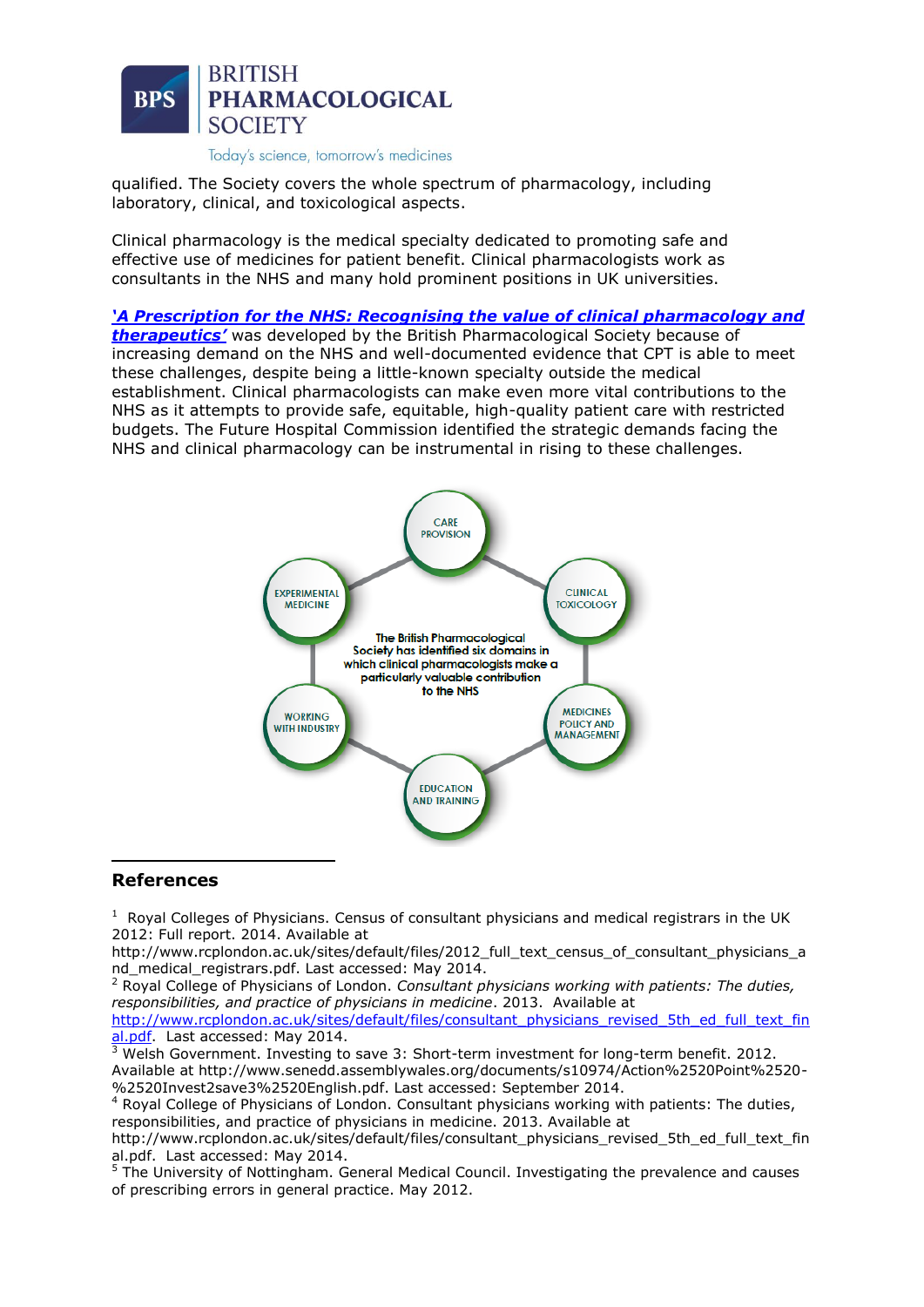qualified. The Society covers the whole spectrum of pharmacology, including laboratory, clinical, and toxicological aspects.

Clinical pharmacology is the medical specialty dedicated to promoting safe and effective use of medicines for patient benefit. Clinical pharmacologists work as consultants in the NHS and many hold prominent positions in UK universities.

***'A Prescription for the NHS: Recognising the value of clinical pharmacology and therapeutics'*** was developed by the British Pharmacological Society because of increasing demand on the NHS and well-documented evidence that CPT is able to meet these challenges, despite being a little-known specialty outside the medical establishment. Clinical pharmacologists can make even more vital contributions to the NHS as it attempts to provide safe, equitable, high-quality patient care with restricted budgets. The Future Hospital Commission identified the strategic demands facing the NHS and clinical pharmacology can be instrumental in rising to these challenges.

CARE PROVISION

EXPERIMENTAL MEDICINE

CLINICAL TOXICOLOGY

The British Pharmacological Society has identified six domains in which clinical pharmacologists make a particularly valuable contribution to the NHS

WORKING WITH INDUSTRY

MEDICINES POLICY AND MANAGEMENT

EDUCATION AND TRAINING

## References

[1] Royal Colleges of Physicians. Census of consultant physicians and medical registrars in the UK 2012: Full report. 2014. Available at http://www.rcplondon.ac.uk/sites/default/files/2012_full_text_census_of_consultant_physicians_and_medical_registrars.pdf. Last accessed: May 2014.

[2] Royal College of Physicians of London. *Consultant physicians working with patients: The duties, responsibilities, and practice of physicians in medicine*. 2013. Available at http://www.rcplondon.ac.uk/sites/default/files/consultant_physicians_revised_5th_ed_full_text_final.pdf. Last accessed: May 2014.

[3] Welsh Government. Investing to save 3: Short-term investment for long-term benefit. 2012. Available at http://www.senedd.assemblywales.org/documents/s10974/Action%2520Point%2520-%2520Invest2save3%2520English.pdf. Last accessed: September 2014.

[4] Royal College of Physicians of London. Consultant physicians working with patients: The duties, responsibilities, and practice of physicians in medicine. 2013. Available at http://www.rcplondon.ac.uk/sites/default/files/consultant_physicians_revised_5th_ed_full_text_final.pdf. Last accessed: May 2014.

[5] The University of Nottingham. General Medical Council. Investigating the prevalence and causes of prescribing errors in general practice. May 2012.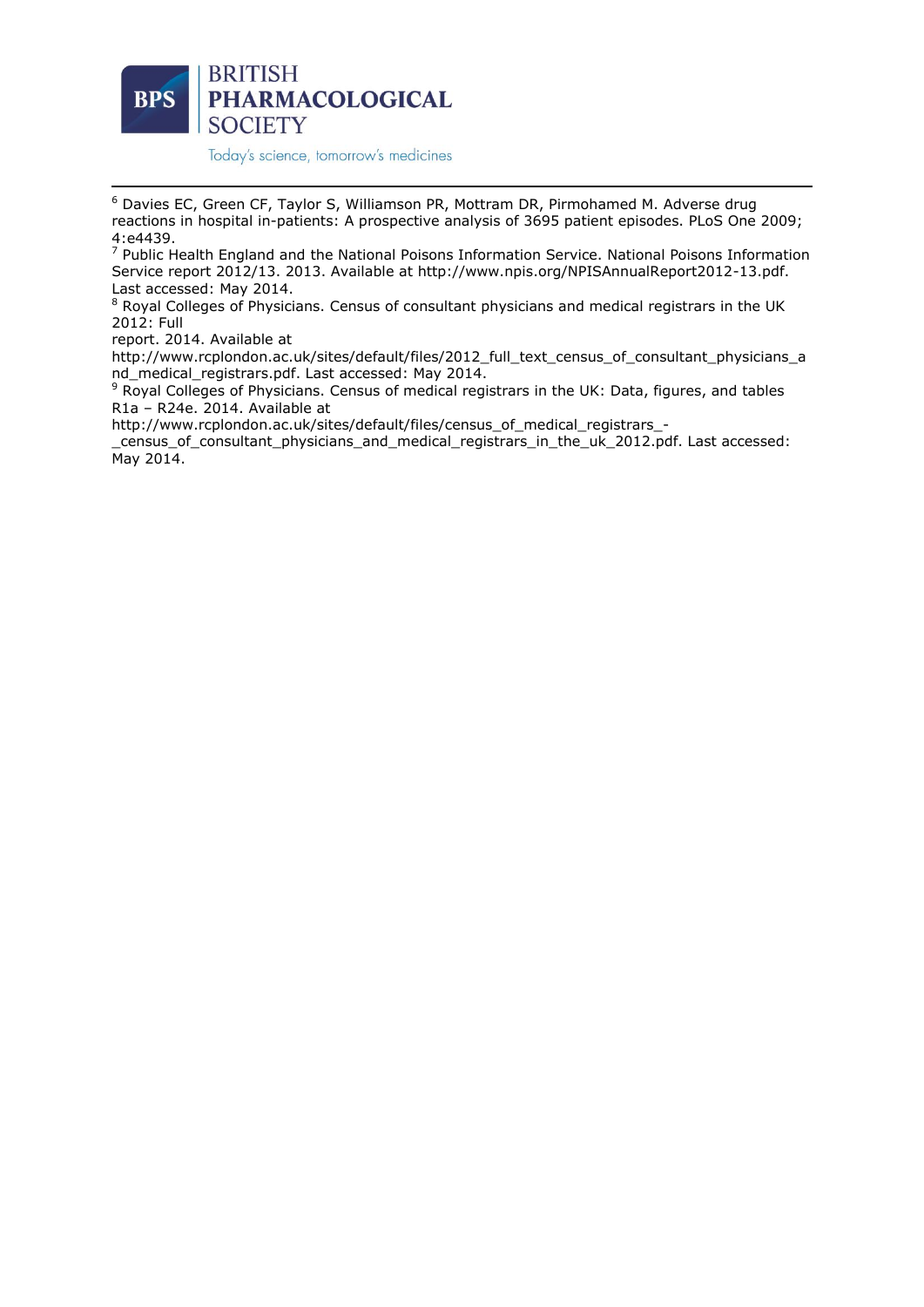[6] Davies EC, Green CF, Taylor S, Williamson PR, Mottram DR, Pirmohamed M. Adverse drug reactions in hospital in-patients: A prospective analysis of 3695 patient episodes. PLoS One 2009; 4:e4439.

[7] Public Health England and the National Poisons Information Service. National Poisons Information Service report 2012/13. 2013. Available at http://www.npis.org/NPISAnnualReport2012-13.pdf. Last accessed: May 2014.

[8] Royal Colleges of Physicians. Census of consultant physicians and medical registrars in the UK 2012: Full report. 2014. Available at http://www.rcplondon.ac.uk/sites/default/files/2012_full_text_census_of_consultant_physicians_and_medical_registrars.pdf. Last accessed: May 2014.

[9] Royal Colleges of Physicians. Census of medical registrars in the UK: Data, figures, and tables R1a – R24e. 2014. Available at http://www.rcplondon.ac.uk/sites/default/files/census_of_medical_registrars_-_census_of_consultant_physicians_and_medical_registrars_in_the_uk_2012.pdf. Last accessed: May 2014.